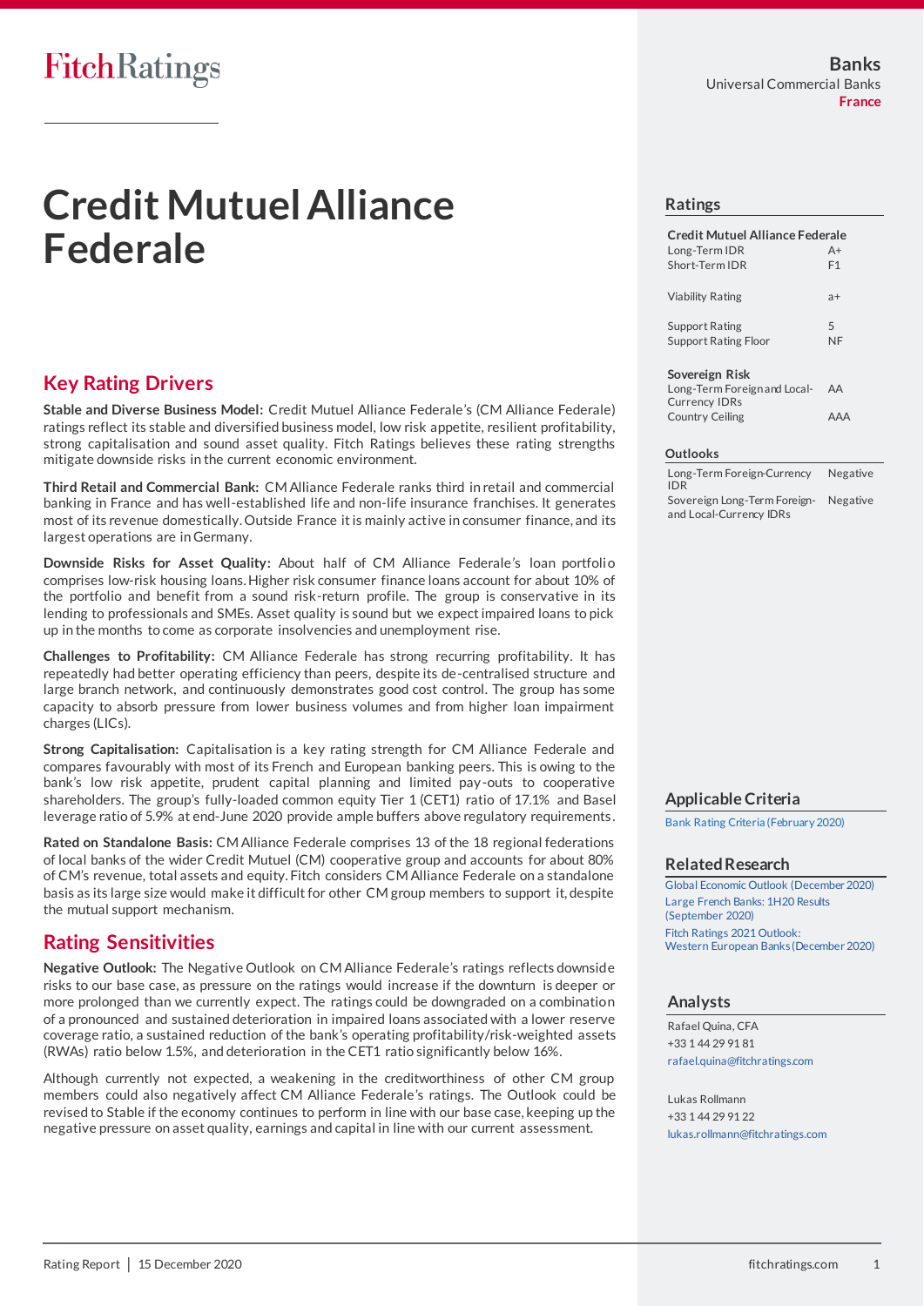# Credit Mutuel Alliance Federale

Banks
Universal Commercial Banks
France

## Key Rating Drivers

**Stable and Diverse Business Model:** Credit Mutuel Alliance Federale's (CM Alliance Federale) ratings reflect its stable and diversified business model, low risk appetite, resilient profitability, strong capitalisation and sound asset quality. Fitch Ratings believes these rating strengths mitigate downside risks in the current economic environment.

**Third Retail and Commercial Bank:** CM Alliance Federale ranks third in retail and commercial banking in France and has well-established life and non-life insurance franchises. It generates most of its revenue domestically. Outside France it is mainly active in consumer finance, and its largest operations are in Germany.

**Downside Risks for Asset Quality:** About half of CM Alliance Federale's loan portfolio comprises low-risk housing loans. Higher risk consumer finance loans account for about 10% of the portfolio and benefit from a sound risk-return profile. The group is conservative in its lending to professionals and SMEs. Asset quality is sound but we expect impaired loans to pick up in the months to come as corporate insolvencies and unemployment rise.

**Challenges to Profitability:** CM Alliance Federale has strong recurring profitability. It has repeatedly had better operating efficiency than peers, despite its de-centralised structure and large branch network, and continuously demonstrates good cost control. The group has some capacity to absorb pressure from lower business volumes and from higher loan impairment charges (LICs).

**Strong Capitalisation:** Capitalisation is a key rating strength for CM Alliance Federale and compares favourably with most of its French and European banking peers. This is owing to the bank's low risk appetite, prudent capital planning and limited pay-outs to cooperative shareholders. The group's fully-loaded common equity Tier 1 (CET1) ratio of 17.1% and Basel leverage ratio of 5.9% at end-June 2020 provide ample buffers above regulatory requirements.

**Rated on Standalone Basis:** CM Alliance Federale comprises 13 of the 18 regional federations of local banks of the wider Credit Mutuel (CM) cooperative group and accounts for about 80% of CM's revenue, total assets and equity. Fitch considers CM Alliance Federale on a standalone basis as its large size would make it difficult for other CM group members to support it, despite the mutual support mechanism.

## Rating Sensitivities

**Negative Outlook:** The Negative Outlook on CM Alliance Federale's ratings reflects downside risks to our base case, as pressure on the ratings would increase if the downturn is deeper or more prolonged than we currently expect. The ratings could be downgraded on a combination of a pronounced and sustained deterioration in impaired loans associated with a lower reserve coverage ratio, a sustained reduction of the bank's operating profitability/risk-weighted assets (RWAs) ratio below 1.5%, and deterioration in the CET1 ratio significantly below 16%.

Although currently not expected, a weakening in the creditworthiness of other CM group members could also negatively affect CM Alliance Federale's ratings. The Outlook could be revised to Stable if the economy continues to perform in line with our base case, keeping up the negative pressure on asset quality, earnings and capital in line with our current assessment.

## Ratings

| **Credit Mutuel Alliance Federale** | |
|---|---|
| Long-Term IDR | A+ |
| Short-Term IDR | F1 |
| Viability Rating | a+ |
| Support Rating | 5 |
| Support Rating Floor | NF |
| **Sovereign Risk** | |
| Long-Term Foreign and Local-Currency IDRs | AA |
| Country Ceiling | AAA |

## Outlooks

| | |
|---|---|
| Long-Term Foreign-Currency IDR | Negative |
| Sovereign Long-Term Foreign- and Local-Currency IDRs | Negative |

## Applicable Criteria

Bank Rating Criteria (February 2020)

## Related Research

Global Economic Outlook (December 2020)
Large French Banks: 1H20 Results (September 2020)
Fitch Ratings 2021 Outlook: Western European Banks (December 2020)

## Analysts

Rafael Quina, CFA
+33 1 44 29 91 81
rafael.quina@fitchratings.com

Lukas Rollmann
+33 1 44 29 91 22
lukas.rollmann@fitchratings.com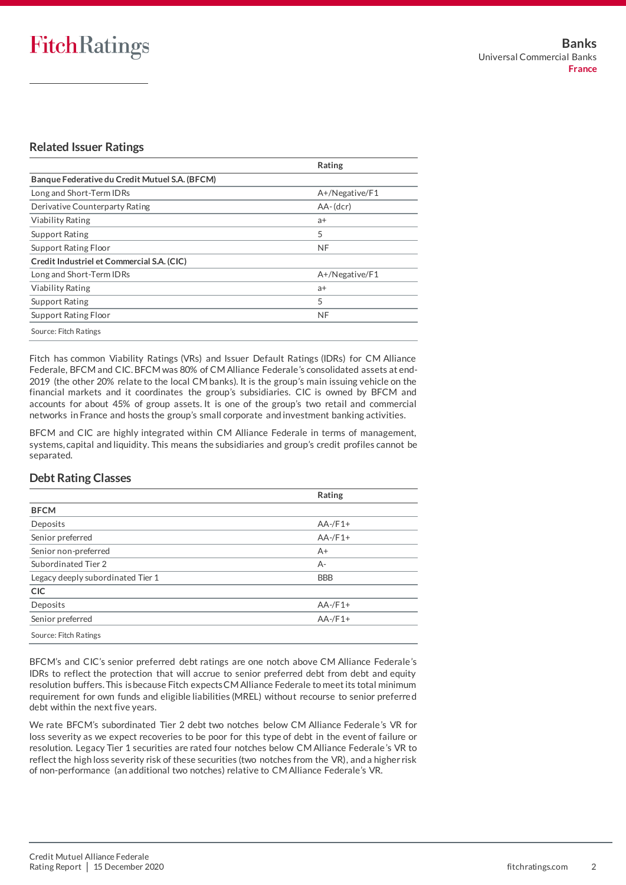## Related Issuer Ratings

| | Rating |
|---|---|
| **Banque Federative du Credit Mutuel S.A. (BFCM)** | |
| Long and Short-Term IDRs | A+/Negative/F1 |
| Derivative Counterparty Rating | AA- (dcr) |
| Viability Rating | a+ |
| Support Rating | 5 |
| Support Rating Floor | NF |
| **Credit Industriel et Commercial S.A. (CIC)** | |
| Long and Short-Term IDRs | A+/Negative/F1 |
| Viability Rating | a+ |
| Support Rating | 5 |
| Support Rating Floor | NF |

Source: Fitch Ratings

Fitch has common Viability Ratings (VRs) and Issuer Default Ratings (IDRs) for CM Alliance Federale, BFCM and CIC. BFCM was 80% of CM Alliance Federale's consolidated assets at end-2019 (the other 20% relate to the local CM banks). It is the group's main issuing vehicle on the financial markets and it coordinates the group's subsidiaries. CIC is owned by BFCM and accounts for about 45% of group assets. It is one of the group's two retail and commercial networks in France and hosts the group's small corporate and investment banking activities.

BFCM and CIC are highly integrated within CM Alliance Federale in terms of management, systems, capital and liquidity. This means the subsidiaries and group's credit profiles cannot be separated.

## Debt Rating Classes

| | Rating |
|---|---|
| **BFCM** | |
| Deposits | AA-/F1+ |
| Senior preferred | AA-/F1+ |
| Senior non-preferred | A+ |
| Subordinated Tier 2 | A- |
| Legacy deeply subordinated Tier 1 | BBB |
| **CIC** | |
| Deposits | AA-/F1+ |
| Senior preferred | AA-/F1+ |

Source: Fitch Ratings

BFCM's and CIC's senior preferred debt ratings are one notch above CM Alliance Federale's IDRs to reflect the protection that will accrue to senior preferred debt from debt and equity resolution buffers. This is because Fitch expects CM Alliance Federale to meet its total minimum requirement for own funds and eligible liabilities (MREL) without recourse to senior preferred debt within the next five years.

We rate BFCM's subordinated Tier 2 debt two notches below CM Alliance Federale's VR for loss severity as we expect recoveries to be poor for this type of debt in the event of failure or resolution. Legacy Tier 1 securities are rated four notches below CM Alliance Federale's VR to reflect the high loss severity risk of these securities (two notches from the VR), and a higher risk of non-performance (an additional two notches) relative to CM Alliance Federale's VR.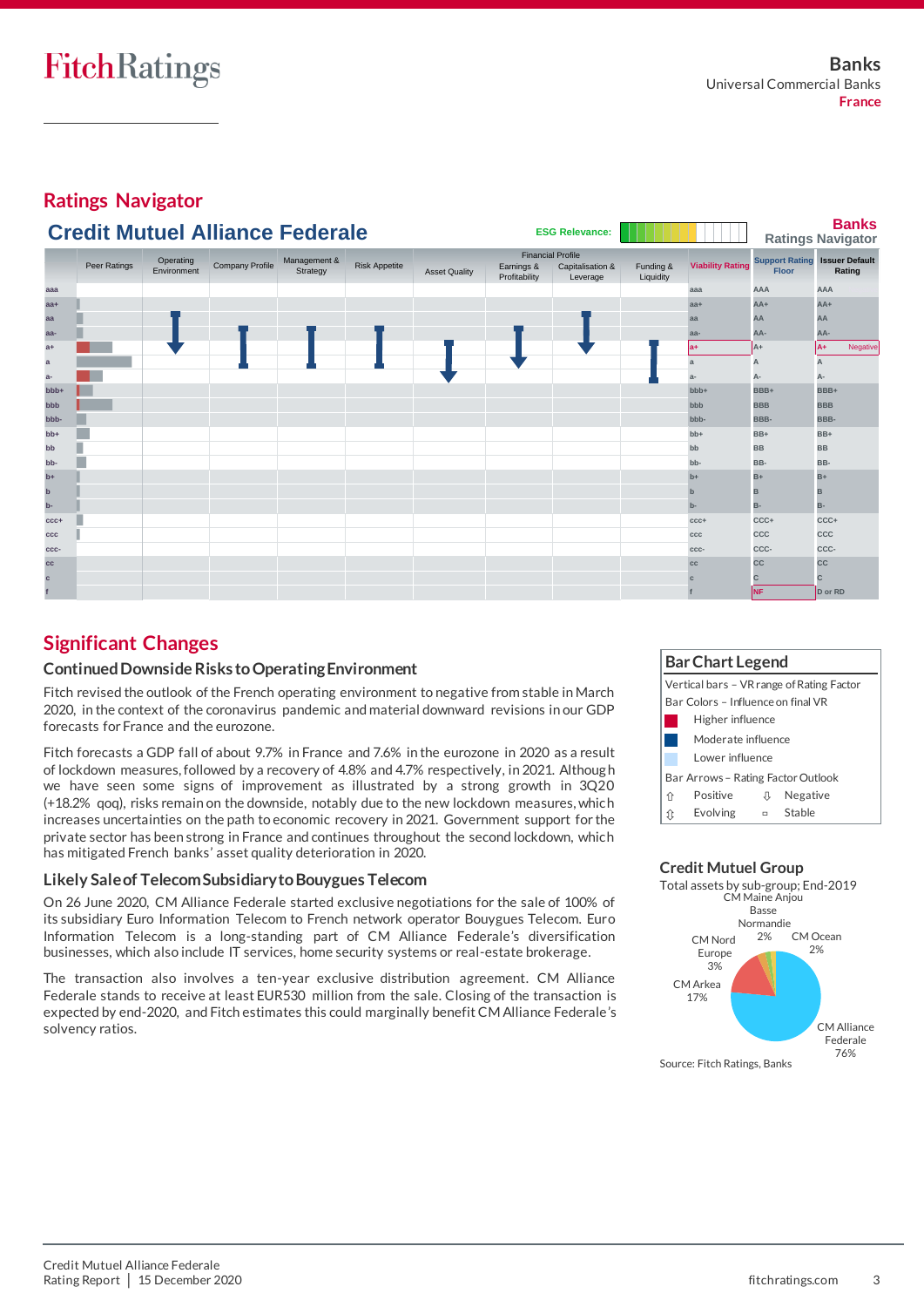## Ratings Navigator

### Credit Mutuel Alliance Federale

ESG Relevance:

**Banks**
**Ratings Navigator**

| | Peer Ratings | Operating Environment | Company Profile | Management & Strategy | Risk Appetite | Asset Quality | Financial Profile: Earnings & Profitability | Financial Profile: Capitalisation & Leverage | Funding & Liquidity | Viability Rating | Support Rating Floor | Issuer Default Rating |
|---|---|---|---|---|---|---|---|---|---|---|---|---|
| aaa | | | | | | | | | | aaa | AAA | AAA |
| aa+ | | | | | | | | | | aa+ | AA+ | AA+ |
| aa | | | | | | | | | | aa | AA | AA |
| aa- | | | | | | | | | | aa- | AA- | AA- |
| a+ | | | | | | | | | | a+ | A+ | A+ Negative |
| a | | | | | | | | | | a | A | A |
| a- | | | | | | | | | | a- | A- | A- |
| bbb+ | | | | | | | | | | bbb+ | BBB+ | BBB+ |
| bbb | | | | | | | | | | bbb | BBB | BBB |
| bbb- | | | | | | | | | | bbb- | BBB- | BBB- |
| bb+ | | | | | | | | | | bb+ | BB+ | BB+ |
| bb | | | | | | | | | | bb | BB | BB |
| bb- | | | | | | | | | | bb- | BB- | BB- |
| b+ | | | | | | | | | | b+ | B+ | B+ |
| b | | | | | | | | | | b | B | B |
| b- | | | | | | | | | | b- | B- | B- |
| ccc+ | | | | | | | | | | ccc+ | CCC+ | CCC+ |
| ccc | | | | | | | | | | ccc | CCC | CCC |
| ccc- | | | | | | | | | | ccc- | CCC- | CCC- |
| cc | | | | | | | | | | cc | CC | CC |
| c | | | | | | | | | | c | C | C |
| f | | | | | | | | | | f | NF | D or RD |

## Significant Changes

### Continued Downside Risks to Operating Environment

Fitch revised the outlook of the French operating environment to negative from stable in March 2020, in the context of the coronavirus pandemic and material downward revisions in our GDP forecasts for France and the eurozone.

Fitch forecasts a GDP fall of about 9.7% in France and 7.6% in the eurozone in 2020 as a result of lockdown measures, followed by a recovery of 4.8% and 4.7% respectively, in 2021. Although we have seen some signs of improvement as illustrated by a strong growth in 3Q20 (+18.2% qoq), risks remain on the downside, notably due to the new lockdown measures, which increases uncertainties on the path to economic recovery in 2021. Government support for the private sector has been strong in France and continues throughout the second lockdown, which has mitigated French banks' asset quality deterioration in 2020.

### Likely Sale of Telecom Subsidiary to Bouygues Telecom

On 26 June 2020, CM Alliance Federale started exclusive negotiations for the sale of 100% of its subsidiary Euro Information Telecom to French network operator Bouygues Telecom. Euro Information Telecom is a long-standing part of CM Alliance Federale's diversification businesses, which also include IT services, home security systems or real-estate brokerage.

The transaction also involves a ten-year exclusive distribution agreement. CM Alliance Federale stands to receive at least EUR530 million from the sale. Closing of the transaction is expected by end-2020, and Fitch estimates this could marginally benefit CM Alliance Federale's solvency ratios.

**Bar Chart Legend**

Vertical bars – VR range of Rating Factor

Bar Colors – Influence on final VR

- Higher influence
- Moderate influence
- Lower influence

Bar Arrows – Rating Factor Outlook

- ⇧ Positive
- ⇩ Negative
- ⇳ Evolving
- ▫ Stable

**Credit Mutuel Group**

Total assets by sub-group; End-2019

- CM Alliance Federale 76%
- CM Arkea 17%
- CM Nord Europe 3%
- CM Maine Anjou Basse Normandie 2%
- CM Ocean 2%

Source: Fitch Ratings, Banks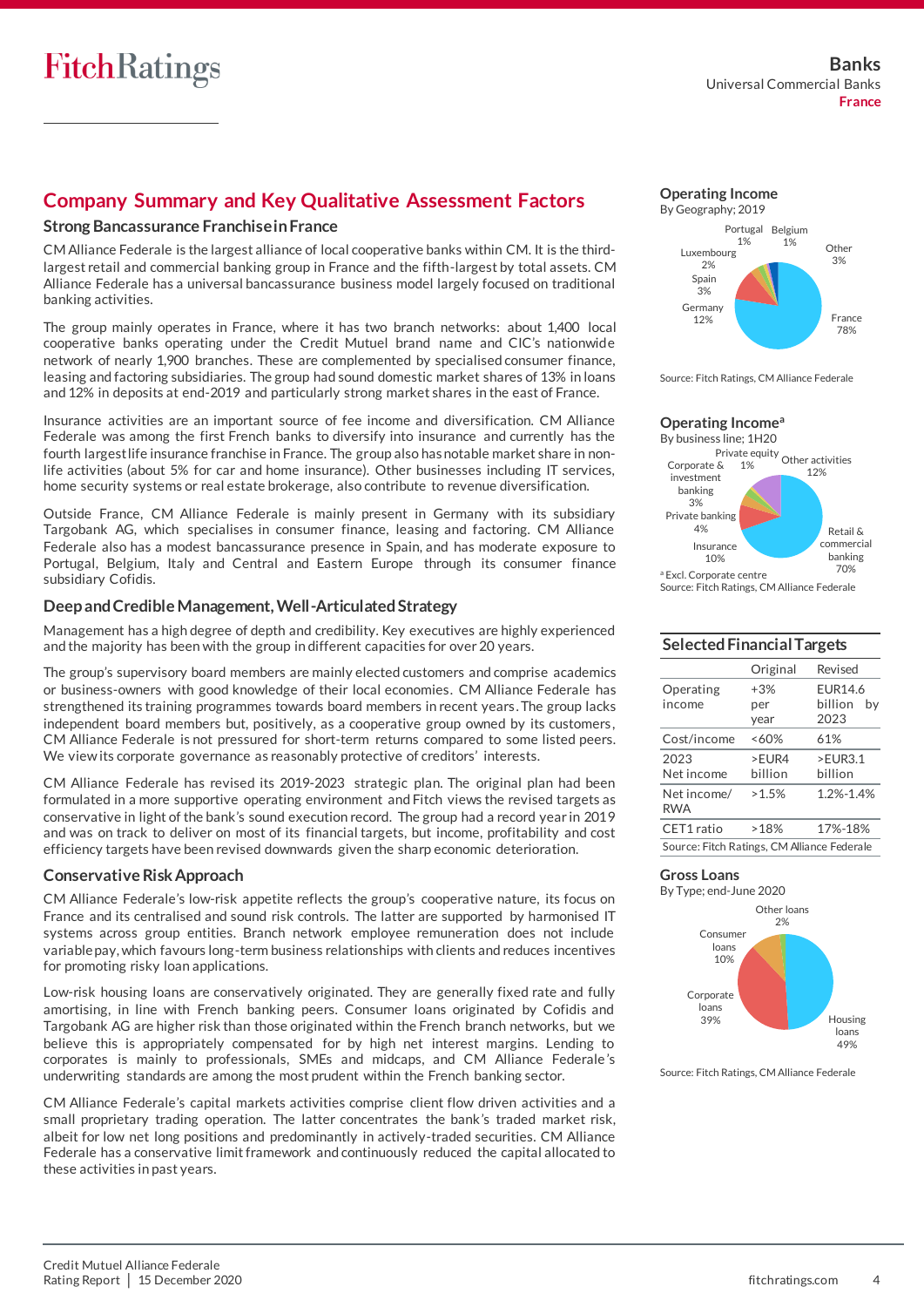# Company Summary and Key Qualitative Assessment Factors

## Strong Bancassurance Franchise in France

CM Alliance Federale is the largest alliance of local cooperative banks within CM. It is the third-largest retail and commercial banking group in France and the fifth-largest by total assets. CM Alliance Federale has a universal bancassurance business model largely focused on traditional banking activities.

The group mainly operates in France, where it has two branch networks: about 1,400 local cooperative banks operating under the Credit Mutuel brand name and CIC's nationwide network of nearly 1,900 branches. These are complemented by specialised consumer finance, leasing and factoring subsidiaries. The group had sound domestic market shares of 13% in loans and 12% in deposits at end-2019 and particularly strong market shares in the east of France.

Insurance activities are an important source of fee income and diversification. CM Alliance Federale was among the first French banks to diversify into insurance and currently has the fourth largest life insurance franchise in France. The group also has notable market share in non-life activities (about 5% for car and home insurance). Other businesses including IT services, home security systems or real estate brokerage, also contribute to revenue diversification.

Outside France, CM Alliance Federale is mainly present in Germany with its subsidiary Targobank AG, which specialises in consumer finance, leasing and factoring. CM Alliance Federale also has a modest bancassurance presence in Spain, and has moderate exposure to Portugal, Belgium, Italy and Central and Eastern Europe through its consumer finance subsidiary Cofidis.

## Deep and Credible Management, Well-Articulated Strategy

Management has a high degree of depth and credibility. Key executives are highly experienced and the majority has been with the group in different capacities for over 20 years.

The group's supervisory board members are mainly elected customers and comprise academics or business-owners with good knowledge of their local economies. CM Alliance Federale has strengthened its training programmes towards board members in recent years. The group lacks independent board members but, positively, as a cooperative group owned by its customers, CM Alliance Federale is not pressured for short-term returns compared to some listed peers. We view its corporate governance as reasonably protective of creditors' interests.

CM Alliance Federale has revised its 2019-2023 strategic plan. The original plan had been formulated in a more supportive operating environment and Fitch views the revised targets as conservative in light of the bank's sound execution record. The group had a record year in 2019 and was on track to deliver on most of its financial targets, but income, profitability and cost efficiency targets have been revised downwards given the sharp economic deterioration.

## Conservative Risk Approach

CM Alliance Federale's low-risk appetite reflects the group's cooperative nature, its focus on France and its centralised and sound risk controls. The latter are supported by harmonised IT systems across group entities. Branch network employee remuneration does not include variable pay, which favours long-term business relationships with clients and reduces incentives for promoting risky loan applications.

Low-risk housing loans are conservatively originated. They are generally fixed rate and fully amortising, in line with French banking peers. Consumer loans originated by Cofidis and Targobank AG are higher risk than those originated within the French branch networks, but we believe this is appropriately compensated for by high net interest margins. Lending to corporates is mainly to professionals, SMEs and midcaps, and CM Alliance Federale's underwriting standards are among the most prudent within the French banking sector.

CM Alliance Federale's capital markets activities comprise client flow driven activities and a small proprietary trading operation. The latter concentrates the bank's traded market risk, albeit for low net long positions and predominantly in actively-traded securities. CM Alliance Federale has a conservative limit framework and continuously reduced the capital allocated to these activities in past years.

### Operating Income

By Geography; 2019

| Geography | Share |
|---|---|
| France | 78% |
| Germany | 12% |
| Spain | 3% |
| Luxembourg | 2% |
| Portugal | 1% |
| Belgium | 1% |
| Other | 3% |

Source: Fitch Ratings, CM Alliance Federale

### Operating Income[a]

By business line; 1H20

| Business line | Share |
|---|---|
| Retail & commercial banking | 70% |
| Insurance | 10% |
| Private banking | 4% |
| Corporate & investment banking | 3% |
| Private equity | 1% |
| Other activities | 12% |

[a] Excl. Corporate centre

Source: Fitch Ratings, CM Alliance Federale

### Selected Financial Targets

| | Original | Revised |
|---|---|---|
| Operating income | +3% per year | EUR14.6 billion by 2023 |
| Cost/income | <60% | 61% |
| 2023 Net income | >EUR4 billion | >EUR3.1 billion |
| Net income/ RWA | >1.5% | 1.2%-1.4% |
| CET1 ratio | >18% | 17%-18% |

Source: Fitch Ratings, CM Alliance Federale

### Gross Loans

By Type; end-June 2020

| Type | Share |
|---|---|
| Housing loans | 49% |
| Corporate loans | 39% |
| Consumer loans | 10% |
| Other loans | 2% |

Source: Fitch Ratings, CM Alliance Federale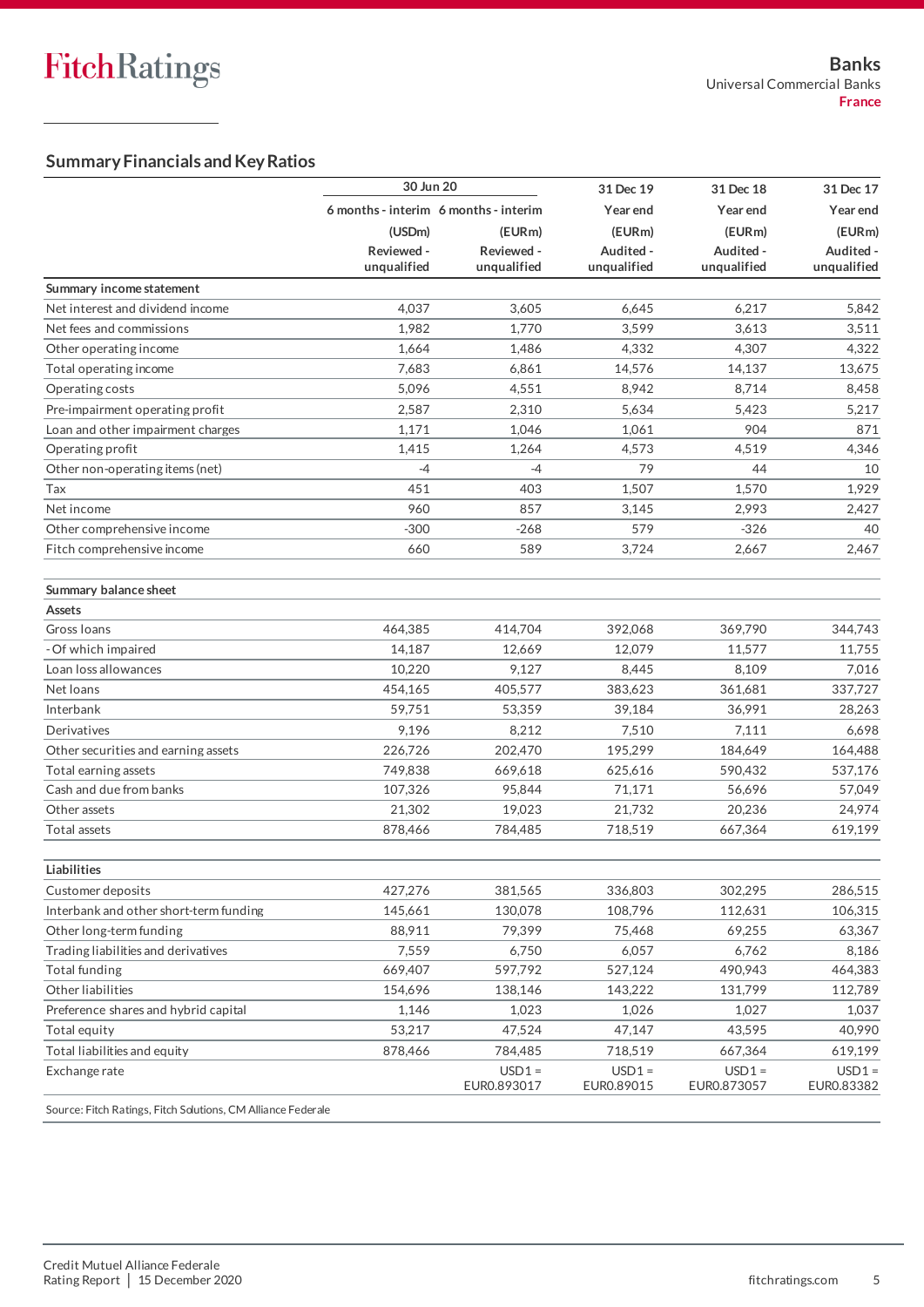Banks
Universal Commercial Banks
France

## Summary Financials and Key Ratios

| | 30 Jun 20 | | 31 Dec 19 | 31 Dec 18 | 31 Dec 17 |
|---|---|---|---|---|---|
| | 6 months - interim | 6 months - interim | Year end | Year end | Year end |
| | (USDm) | (EURm) | (EURm) | (EURm) | (EURm) |
| | Reviewed - unqualified | Reviewed - unqualified | Audited - unqualified | Audited - unqualified | Audited - unqualified |
| **Summary income statement** | | | | | |
| Net interest and dividend income | 4,037 | 3,605 | 6,645 | 6,217 | 5,842 |
| Net fees and commissions | 1,982 | 1,770 | 3,599 | 3,613 | 3,511 |
| Other operating income | 1,664 | 1,486 | 4,332 | 4,307 | 4,322 |
| Total operating income | 7,683 | 6,861 | 14,576 | 14,137 | 13,675 |
| Operating costs | 5,096 | 4,551 | 8,942 | 8,714 | 8,458 |
| Pre-impairment operating profit | 2,587 | 2,310 | 5,634 | 5,423 | 5,217 |
| Loan and other impairment charges | 1,171 | 1,046 | 1,061 | 904 | 871 |
| Operating profit | 1,415 | 1,264 | 4,573 | 4,519 | 4,346 |
| Other non-operating items (net) | -4 | -4 | 79 | 44 | 10 |
| Tax | 451 | 403 | 1,507 | 1,570 | 1,929 |
| Net income | 960 | 857 | 3,145 | 2,993 | 2,427 |
| Other comprehensive income | -300 | -268 | 579 | -326 | 40 |
| Fitch comprehensive income | 660 | 589 | 3,724 | 2,667 | 2,467 |
| | | | | | |
| **Summary balance sheet** | | | | | |
| **Assets** | | | | | |
| Gross loans | 464,385 | 414,704 | 392,068 | 369,790 | 344,743 |
| - Of which impaired | 14,187 | 12,669 | 12,079 | 11,577 | 11,755 |
| Loan loss allowances | 10,220 | 9,127 | 8,445 | 8,109 | 7,016 |
| Net loans | 454,165 | 405,577 | 383,623 | 361,681 | 337,727 |
| Interbank | 59,751 | 53,359 | 39,184 | 36,991 | 28,263 |
| Derivatives | 9,196 | 8,212 | 7,510 | 7,111 | 6,698 |
| Other securities and earning assets | 226,726 | 202,470 | 195,299 | 184,649 | 164,488 |
| Total earning assets | 749,838 | 669,618 | 625,616 | 590,432 | 537,176 |
| Cash and due from banks | 107,326 | 95,844 | 71,171 | 56,696 | 57,049 |
| Other assets | 21,302 | 19,023 | 21,732 | 20,236 | 24,974 |
| Total assets | 878,466 | 784,485 | 718,519 | 667,364 | 619,199 |
| | | | | | |
| **Liabilities** | | | | | |
| Customer deposits | 427,276 | 381,565 | 336,803 | 302,295 | 286,515 |
| Interbank and other short-term funding | 145,661 | 130,078 | 108,796 | 112,631 | 106,315 |
| Other long-term funding | 88,911 | 79,399 | 75,468 | 69,255 | 63,367 |
| Trading liabilities and derivatives | 7,559 | 6,750 | 6,057 | 6,762 | 8,186 |
| Total funding | 669,407 | 597,792 | 527,124 | 490,943 | 464,383 |
| Other liabilities | 154,696 | 138,146 | 143,222 | 131,799 | 112,789 |
| Preference shares and hybrid capital | 1,146 | 1,023 | 1,026 | 1,027 | 1,037 |
| Total equity | 53,217 | 47,524 | 47,147 | 43,595 | 40,990 |
| Total liabilities and equity | 878,466 | 784,485 | 718,519 | 667,364 | 619,199 |
| Exchange rate | | USD1 = EUR0.893017 | USD1 = EUR0.89015 | USD1 = EUR0.873057 | USD1 = EUR0.83382 |

Source: Fitch Ratings, Fitch Solutions, CM Alliance Federale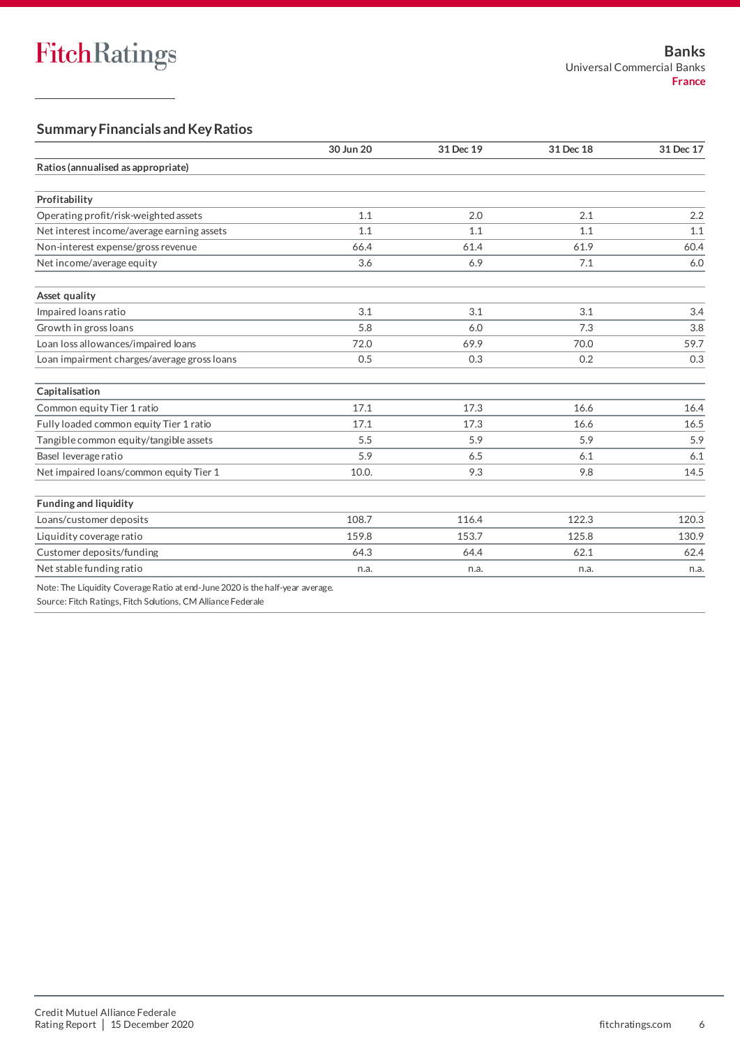## Summary Financials and Key Ratios

| | 30 Jun 20 | 31 Dec 19 | 31 Dec 18 | 31 Dec 17 |
|---|---|---|---|---|
| **Ratios (annualised as appropriate)** | | | | |
| | | | | |
| **Profitability** | | | | |
| Operating profit/risk-weighted assets | 1.1 | 2.0 | 2.1 | 2.2 |
| Net interest income/average earning assets | 1.1 | 1.1 | 1.1 | 1.1 |
| Non-interest expense/gross revenue | 66.4 | 61.4 | 61.9 | 60.4 |
| Net income/average equity | 3.6 | 6.9 | 7.1 | 6.0 |
| | | | | |
| **Asset quality** | | | | |
| Impaired loans ratio | 3.1 | 3.1 | 3.1 | 3.4 |
| Growth in gross loans | 5.8 | 6.0 | 7.3 | 3.8 |
| Loan loss allowances/impaired loans | 72.0 | 69.9 | 70.0 | 59.7 |
| Loan impairment charges/average gross loans | 0.5 | 0.3 | 0.2 | 0.3 |
| | | | | |
| **Capitalisation** | | | | |
| Common equity Tier 1 ratio | 17.1 | 17.3 | 16.6 | 16.4 |
| Fully loaded common equity Tier 1 ratio | 17.1 | 17.3 | 16.6 | 16.5 |
| Tangible common equity/tangible assets | 5.5 | 5.9 | 5.9 | 5.9 |
| Basel leverage ratio | 5.9 | 6.5 | 6.1 | 6.1 |
| Net impaired loans/common equity Tier 1 | 10.0. | 9.3 | 9.8 | 14.5 |
| | | | | |
| **Funding and liquidity** | | | | |
| Loans/customer deposits | 108.7 | 116.4 | 122.3 | 120.3 |
| Liquidity coverage ratio | 159.8 | 153.7 | 125.8 | 130.9 |
| Customer deposits/funding | 64.3 | 64.4 | 62.1 | 62.4 |
| Net stable funding ratio | n.a. | n.a. | n.a. | n.a. |

Note: The Liquidity Coverage Ratio at end-June 2020 is the half-year average.
Source: Fitch Ratings, Fitch Solutions, CM Alliance Federale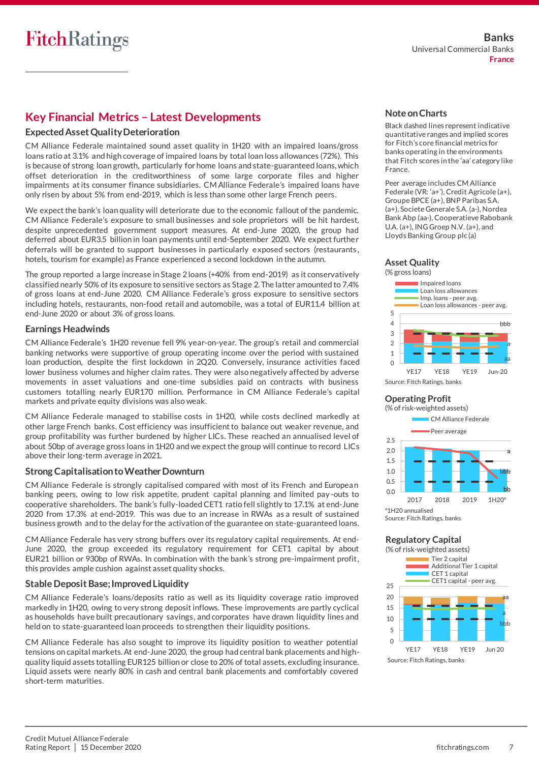## Key Financial Metrics – Latest Developments

### Expected Asset Quality Deterioration

CM Alliance Federale maintained sound asset quality in 1H20 with an impaired loans/gross loans ratio at 3.1% and high coverage of impaired loans by total loan loss allowances (72%). This is because of strong loan growth, particularly for home loans and state-guaranteed loans, which offset deterioration in the creditworthiness of some large corporate files and higher impairments at its consumer finance subsidiaries. CM Alliance Federale's impaired loans have only risen by about 5% from end-2019, which is less than some other large French peers.

We expect the bank's loan quality will deteriorate due to the economic fallout of the pandemic. CM Alliance Federale's exposure to small businesses and sole proprietors will be hit hardest, despite unprecedented government support measures. At end-June 2020, the group had deferred about EUR3.5 billion in loan payments until end-September 2020. We expect further deferrals will be granted to support businesses in particularly exposed sectors (restaurants, hotels, tourism for example) as France experienced a second lockdown in the autumn.

The group reported a large increase in Stage 2 loans (+40% from end-2019) as it conservatively classified nearly 50% of its exposure to sensitive sectors as Stage 2. The latter amounted to 7.4% of gross loans at end-June 2020. CM Alliance Federale's gross exposure to sensitive sectors including hotels, restaurants, non-food retail and automobile, was a total of EUR11.4 billion at end-June 2020 or about 3% of gross loans.

### Earnings Headwinds

CM Alliance Federale's 1H20 revenue fell 9% year-on-year. The group's retail and commercial banking networks were supportive of group operating income over the period with sustained loan production, despite the first lockdown in 2Q20. Conversely, insurance activities faced lower business volumes and higher claim rates. They were also negatively affected by adverse movements in asset valuations and one-time subsidies paid on contracts with business customers totalling nearly EUR170 million. Performance in CM Alliance Federale's capital markets and private equity divisions was also weak.

CM Alliance Federale managed to stabilise costs in 1H20, while costs declined markedly at other large French banks. Cost efficiency was insufficient to balance out weaker revenue, and group profitability was further burdened by higher LICs. These reached an annualised level of about 50bp of average gross loans in 1H20 and we expect the group will continue to record LICs above their long-term average in 2021.

### Strong Capitalisation to Weather Downturn

CM Alliance Federale is strongly capitalised compared with most of its French and European banking peers, owing to low risk appetite, prudent capital planning and limited pay-outs to cooperative shareholders. The bank's fully-loaded CET1 ratio fell slightly to 17.1% at end-June 2020 from 17.3% at end-2019. This was due to an increase in RWAs as a result of sustained business growth and to the delay for the activation of the guarantee on state-guaranteed loans.

CM Alliance Federale has very strong buffers over its regulatory capital requirements. At end-June 2020, the group exceeded its regulatory requirement for CET1 capital by about EUR21 billion or 930bp of RWAs. In combination with the bank's strong pre-impairment profit, this provides ample cushion against asset quality shocks.

### Stable Deposit Base; Improved Liquidity

CM Alliance Federale's loans/deposits ratio as well as its liquidity coverage ratio improved markedly in 1H20, owing to very strong deposit inflows. These improvements are partly cyclical as households have built precautionary savings, and corporates have drawn liquidity lines and held on to state-guaranteed loan proceeds to strengthen their liquidity positions.

CM Alliance Federale has also sought to improve its liquidity position to weather potential tensions on capital markets. At end-June 2020, the group had central bank placements and high-quality liquid assets totalling EUR125 billion or close to 20% of total assets, excluding insurance. Liquid assets were nearly 80% in cash and central bank placements and comfortably covered short-term maturities.

### Note on Charts

Black dashed lines represent indicative quantitative ranges and implied scores for Fitch's core financial metrics for banks operating in the environments that Fitch scores in the 'aa' category like France.

Peer average includes CM Alliance Federale (VR: 'a+'), Credit Agricole (a+), Groupe BPCE (a+), BNP Paribas S.A. (a+), Societe Generale S.A. (a-), Nordea Bank Abp (aa-), Cooperatieve Rabobank U.A. (a+), ING Groep N.V. (a+), and Lloyds Banking Group plc (a)

### Asset Quality

(% gross loans)

Legend: Impaired loans; Loan loss allowances; Imp. loans - peer avg.; Loan loss allowances - peer avg.

X-axis: YE17, YE18, YE19, Jun-20. Y-axis: 0–5. Score bands: bbb, a, aa.

Source: Fitch Ratings, banks

### Operating Profit

(% of risk-weighted assets)

Legend: CM Alliance Federale; Peer average

X-axis: 2017, 2018, 2019, 1H20[a]. Y-axis: 0.0–2.5. Score bands: a, bbb, bb.

[a]1H20 annualised

Source: Fitch Ratings, banks

### Regulatory Capital

(% of risk-weighted assets)

Legend: Tier 2 capital; Additional Tier 1 capital; CET 1 capital; CET1 capital - peer avg.

X-axis: YE17, YE18, YE19, Jun 20. Y-axis: 0–25. Score bands: aa, a, bbb.

Source: Fitch Ratings, banks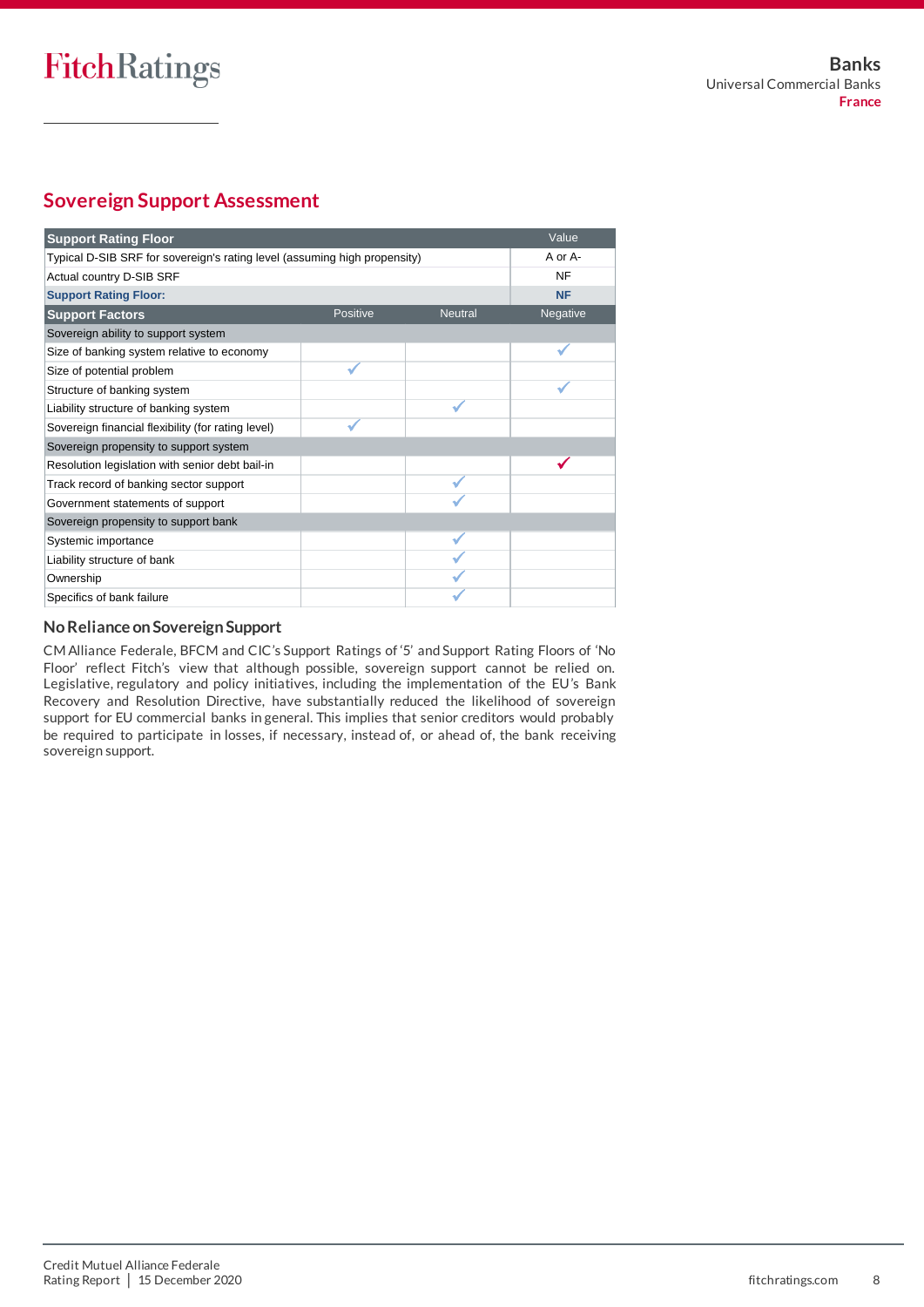## Sovereign Support Assessment

| Support Rating Floor | | | Value |
|---|---|---|---|
| Typical D-SIB SRF for sovereign's rating level (assuming high propensity) | | | A or A- |
| Actual country D-SIB SRF | | | NF |
| **Support Rating Floor:** | | | **NF** |
| **Support Factors** | **Positive** | **Neutral** | **Negative** |
| *Sovereign ability to support system* | | | |
| Size of banking system relative to economy | | | ✓ |
| Size of potential problem | ✓ | | |
| Structure of banking system | | | ✓ |
| Liability structure of banking system | | ✓ | |
| Sovereign financial flexibility (for rating level) | ✓ | | |
| *Sovereign propensity to support system* | | | |
| Resolution legislation with senior debt bail-in | | | ✓ |
| Track record of banking sector support | | ✓ | |
| Government statements of support | | ✓ | |
| *Sovereign propensity to support bank* | | | |
| Systemic importance | | ✓ | |
| Liability structure of bank | | ✓ | |
| Ownership | | ✓ | |
| Specifics of bank failure | | ✓ | |

### No Reliance on Sovereign Support

CM Alliance Federale, BFCM and CIC's Support Ratings of '5' and Support Rating Floors of 'No Floor' reflect Fitch's view that although possible, sovereign support cannot be relied on. Legislative, regulatory and policy initiatives, including the implementation of the EU's Bank Recovery and Resolution Directive, have substantially reduced the likelihood of sovereign support for EU commercial banks in general. This implies that senior creditors would probably be required to participate in losses, if necessary, instead of, or ahead of, the bank receiving sovereign support.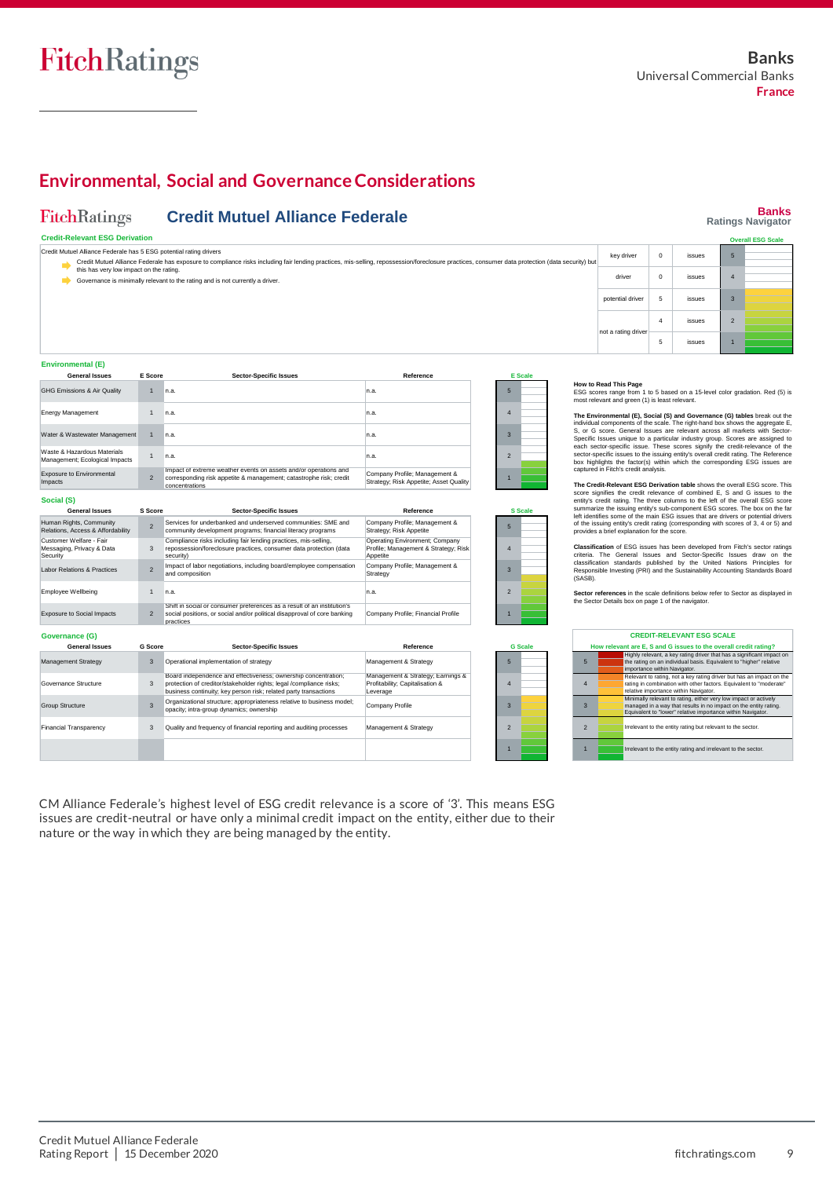# Environmental, Social and Governance Considerations

**Credit Mutuel Alliance Federale** — Banks Ratings Navigator

### Credit-Relevant ESG Derivation

Credit Mutuel Alliance Federale has 5 ESG potential rating drivers

- Credit Mutuel Alliance Federale has exposure to compliance risks including fair lending practices, mis-selling, repossession/foreclosure practices, consumer data protection (data security) but this has very low impact on the rating.
- Governance is minimally relevant to the rating and is not currently a driver.

| | | | Overall ESG Scale |
|---|---|---|---|
| key driver | 0 | issues | 5 |
| driver | 0 | issues | 4 |
| potential driver | 5 | issues | 3 |
| not a rating driver | 4 | issues | 2 |
| | 5 | issues | 1 |

### Environmental (E)

| General Issues | E Score | Sector-Specific Issues | Reference |
|---|---|---|---|
| GHG Emissions & Air Quality | 1 | n.a. | n.a. |
| Energy Management | 1 | n.a. | n.a. |
| Water & Wastewater Management | 1 | n.a. | n.a. |
| Waste & Hazardous Materials Management; Ecological Impacts | 1 | n.a. | n.a. |
| Exposure to Environmental Impacts | 2 | Impact of extreme weather events on assets and/or operations and corresponding risk appetite & management; catastrophe risk; credit concentrations | Company Profile; Management & Strategy; Risk Appetite; Asset Quality |

### Social (S)

| General Issues | S Score | Sector-Specific Issues | Reference |
|---|---|---|---|
| Human Rights, Community Relations, Access & Affordability | 2 | Services for underbanked and underserved communities: SME and community development programs; financial literacy programs | Company Profile; Management & Strategy; Risk Appetite |
| Customer Welfare - Fair Messaging, Privacy & Data Security | 3 | Compliance risks including fair lending practices, mis-selling, repossession/foreclosure practices, consumer data protection (data security) | Operating Environment; Company Profile; Management & Strategy; Risk Appetite |
| Labor Relations & Practices | 2 | Impact of labor negotiations, including board/employee compensation and composition | Company Profile; Management & Strategy |
| Employee Wellbeing | 1 | n.a. | n.a. |
| Exposure to Social Impacts | 2 | Shift in social or consumer preferences as a result of an institution's social positions, or social and/or political disapproval of core banking practices | Company Profile; Financial Profile |

### Governance (G)

| General Issues | G Score | Sector-Specific Issues | Reference |
|---|---|---|---|
| Management Strategy | 3 | Operational implementation of strategy | Management & Strategy |
| Governance Structure | 3 | Board independence and effectiveness; ownership concentration; protection of creditor/stakeholder rights; legal /compliance risks; business continuity; key person risk; related party transactions | Management & Strategy; Earnings & Profitability; Capitalisation & Leverage |
| Group Structure | 3 | Organizational structure; appropriateness relative to business model; opacity; intra-group dynamics; ownership | Company Profile |
| Financial Transparency | 3 | Quality and frequency of financial reporting and auditing processes | Management & Strategy |

**How to Read This Page**

ESG scores range from 1 to 5 based on a 15-level color gradation. Red (5) is most relevant and green (1) is least relevant.

**The Environmental (E), Social (S) and Governance (G) tables** break out the individual components of the scale. The right-hand box shows the aggregate E, S, or G score. General Issues are relevant across all markets with Sector-Specific Issues unique to a particular industry group. Scores are assigned to each sector-specific issue. These scores signify the credit-relevance of the sector-specific issues to the issuing entity's overall credit rating. The Reference box highlights the factor(s) within which the corresponding ESG issues are captured in Fitch's credit analysis.

**The Credit-Relevant ESG Derivation table** shows the overall ESG score. This score signifies the credit relevance of combined E, S and G issues to the entity's credit rating. The three columns to the left of the overall ESG score summarize the issuing entity's sub-component ESG scores. The box on the far left identifies some of the main ESG issues that are drivers or potential drivers of the issuing entity's credit rating (corresponding with scores of 3, 4 or 5) and provides a brief explanation for the score.

**Classification** of ESG issues has been developed from Fitch's sector ratings criteria. The General Issues and Sector-Specific Issues draw on the classification standards published by the United Nations Principles for Responsible Investing (PRI) and the Sustainability Accounting Standards Board (SASB).

**Sector references** in the scale definitions below refer to Sector as displayed in the Sector Details box on page 1 of the navigator.

**CREDIT-RELEVANT ESG SCALE**

How relevant are E, S and G issues to the overall credit rating?

| Score | Description |
|---|---|
| 5 | Highly relevant, a key rating driver that has a significant impact on the rating on an individual basis. Equivalent to "higher" relative importance within Navigator. |
| 4 | Relevant to rating, not a key rating driver but has an impact on the rating in combination with other factors. Equivalent to "moderate" relative importance within Navigator. |
| 3 | Minimally relevant to rating, either very low impact or actively managed in a way that results in no impact on the entity rating. Equivalent to "lower" relative importance within Navigator. |
| 2 | Irrelevant to the entity rating but relevant to the sector. |
| 1 | Irrelevant to the entity rating and irrelevant to the sector. |

CM Alliance Federale's highest level of ESG credit relevance is a score of '3'. This means ESG issues are credit-neutral or have only a minimal credit impact on the entity, either due to their nature or the way in which they are being managed by the entity.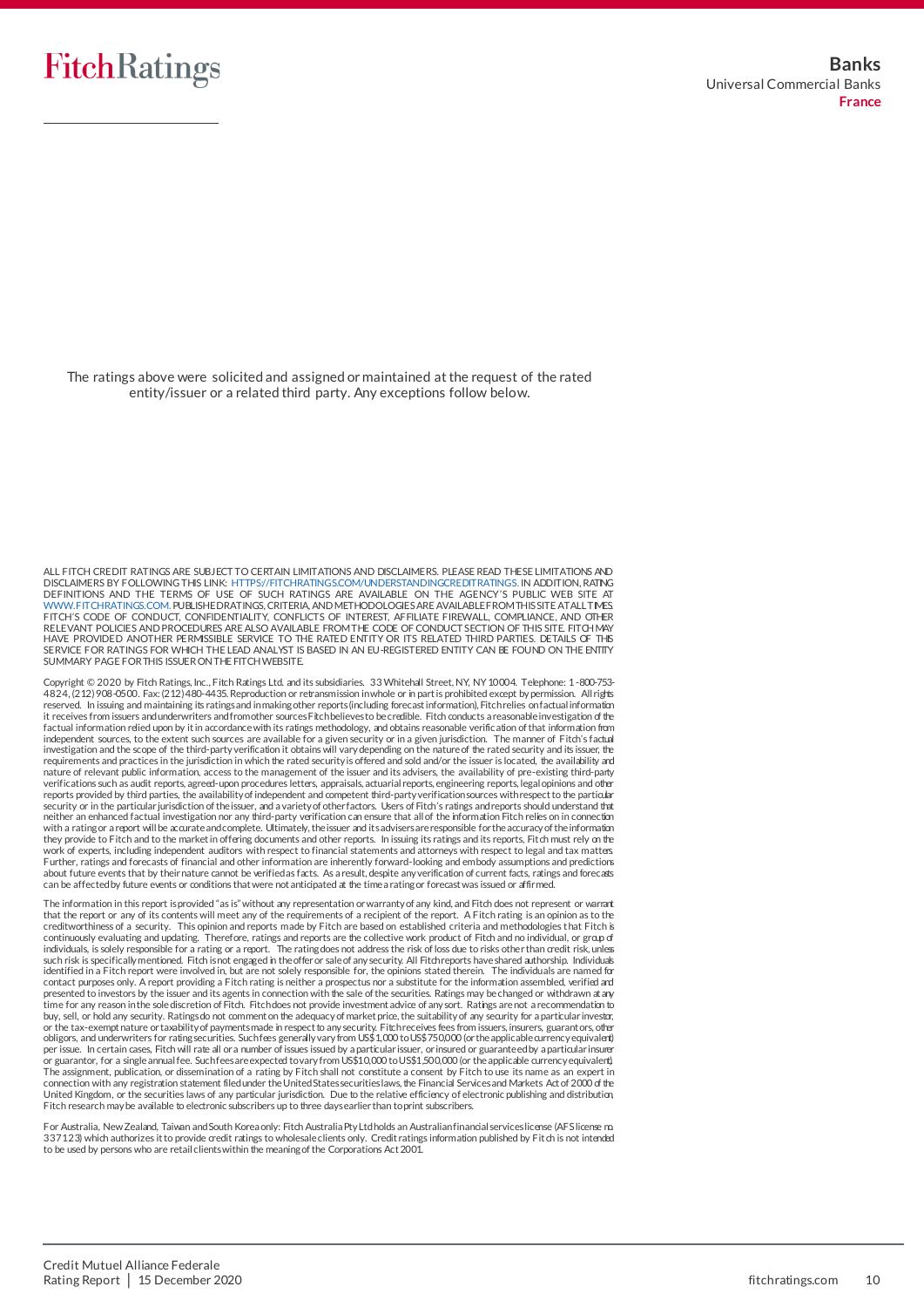The ratings above were solicited and assigned or maintained at the request of the rated entity/issuer or a related third party. Any exceptions follow below.

ALL FITCH CREDIT RATINGS ARE SUBJECT TO CERTAIN LIMITATIONS AND DISCLAIMERS. PLEASE READ THESE LIMITATIONS AND DISCLAIMERS BY FOLLOWING THIS LINK: HTTPS://FITCHRATINGS.COM/UNDERSTANDINGCREDITRATINGS. IN ADDITION, RATING DEFINITIONS AND THE TERMS OF USE OF SUCH RATINGS ARE AVAILABLE ON THE AGENCY'S PUBLIC WEB SITE AT WWW.FITCHRATINGS.COM. PUBLISHED RATINGS, CRITERIA, AND METHODOLOGIES ARE AVAILABLE FROM THIS SITE AT ALL TIMES. FITCH'S CODE OF CONDUCT, CONFIDENTIALITY, CONFLICTS OF INTEREST, AFFILIATE FIREWALL, COMPLIANCE, AND OTHER RELEVANT POLICIES AND PROCEDURES ARE ALSO AVAILABLE FROM THE CODE OF CONDUCT SECTION OF THIS SITE. FITCH MAY HAVE PROVIDED ANOTHER PERMISSIBLE SERVICE TO THE RATED ENTITY OR ITS RELATED THIRD PARTIES. DETAILS OF THIS SERVICE FOR RATINGS FOR WHICH THE LEAD ANALYST IS BASED IN AN EU-REGISTERED ENTITY CAN BE FOUND ON THE ENTITY SUMMARY PAGE FOR THIS ISSUER ON THE FITCH WEBSITE.

Copyright © 2020 by Fitch Ratings, Inc., Fitch Ratings Ltd. and its subsidiaries. 33 Whitehall Street, NY, NY 10004. Telephone: 1-800-753-4824, (212) 908-0500. Fax: (212) 480-4435. Reproduction or retransmission in whole or in part is prohibited except by permission. All rights reserved. In issuing and maintaining its ratings and in making other reports (including forecast information), Fitch relies on factual information it receives from issuers and underwriters and from other sources Fitch believes to be credible. Fitch conducts a reasonable investigation of the factual information relied upon by it in accordance with its ratings methodology, and obtains reasonable verification of that information from independent sources, to the extent such sources are available for a given security or in a given jurisdiction. The manner of Fitch's factual investigation and the scope of the third-party verification it obtains will vary depending on the nature of the rated security and its issuer, the requirements and practices in the jurisdiction in which the rated security is offered and sold and/or the issuer is located, the availability and nature of relevant public information, access to the management of the issuer and its advisers, the availability of pre-existing third-party verifications such as audit reports, agreed-upon procedures letters, appraisals, actuarial reports, engineering reports, legal opinions and other reports provided by third parties, the availability of independent and competent third-party verification sources with respect to the particular security or in the particular jurisdiction of the issuer, and a variety of other factors. Users of Fitch's ratings and reports should understand that neither an enhanced factual investigation nor any third-party verification can ensure that all of the information Fitch relies on in connection with a rating or a report will be accurate and complete. Ultimately, the issuer and its advisers are responsible for the accuracy of the information they provide to Fitch and to the market in offering documents and other reports. In issuing its ratings and its reports, Fitch must rely on the work of experts, including independent auditors with respect to financial statements and attorneys with respect to legal and tax matters. Further, ratings and forecasts of financial and other information are inherently forward-looking and embody assumptions and predictions about future events that by their nature cannot be verified as facts. As a result, despite any verification of current facts, ratings and forecasts can be affected by future events or conditions that were not anticipated at the time a rating or forecast was issued or affirmed.

The information in this report is provided "as is" without any representation or warranty of any kind, and Fitch does not represent or warrant that the report or any of its contents will meet any of the requirements of a recipient of the report. A Fitch rating is an opinion as to the creditworthiness of a security. This opinion and reports made by Fitch are based on established criteria and methodologies that Fitch is continuously evaluating and updating. Therefore, ratings and reports are the collective work product of Fitch and no individual, or group of individuals, is solely responsible for a rating or a report. The rating does not address the risk of loss due to risks other than credit risk, unless such risk is specifically mentioned. Fitch is not engaged in the offer or sale of any security. All Fitch reports have shared authorship. Individuals identified in a Fitch report were involved in, but are not solely responsible for, the opinions stated therein. The individuals are named for contact purposes only. A report providing a Fitch rating is neither a prospectus nor a substitute for the information assembled, verified and presented to investors by the issuer and its agents in connection with the sale of the securities. Ratings may be changed or withdrawn at any time for any reason in the sole discretion of Fitch. Fitch does not provide investment advice of any sort. Ratings are not a recommendation to buy, sell, or hold any security. Ratings do not comment on the adequacy of market price, the suitability of any security for a particular investor, or the tax-exempt nature or taxability of payments made in respect to any security. Fitch receives fees from issuers, insurers, guarantors, other obligors, and underwriters for rating securities. Such fees generally vary from US$1,000 to US$750,000 (or the applicable currency equivalent) per issue. In certain cases, Fitch will rate all or a number of issues issued by a particular issuer, or insured or guaranteed by a particular insurer or guarantor, for a single annual fee. Such fees are expected to vary from US$10,000 to US$1,500,000 (or the applicable currency equivalent). The assignment, publication, or dissemination of a rating by Fitch shall not constitute a consent by Fitch to use its name as an expert in connection with any registration statement filed under the United States securities laws, the Financial Services and Markets Act of 2000 of the United Kingdom, or the securities laws of any particular jurisdiction. Due to the relative efficiency of electronic publishing and distribution, Fitch research may be available to electronic subscribers up to three days earlier than to print subscribers.

For Australia, New Zealand, Taiwan and South Korea only: Fitch Australia Pty Ltd holds an Australian financial services license (AFS license no. 337123) which authorizes it to provide credit ratings to wholesale clients only. Credit ratings information published by Fitch is not intended to be used by persons who are retail clients within the meaning of the Corporations Act 2001.